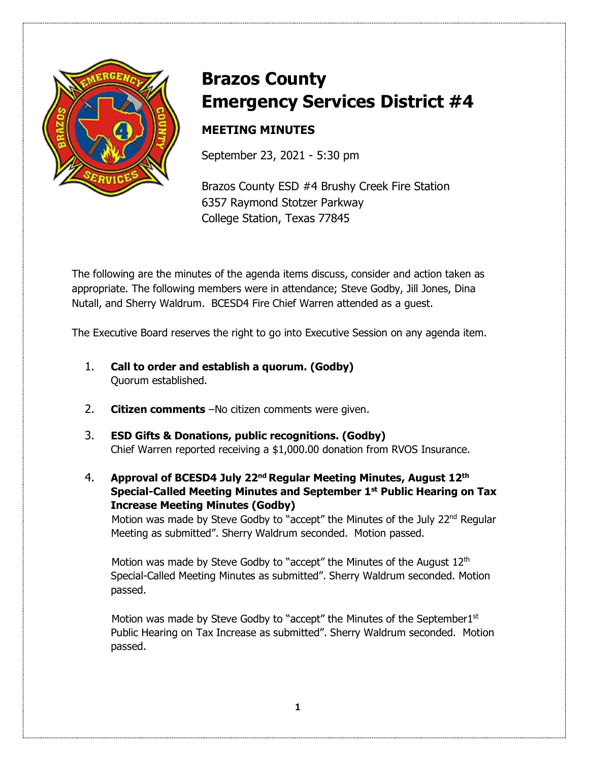# Brazos County Emergency Services District #4

## MEETING MINUTES

September 23, 2021 - 5:30 pm

Brazos County ESD #4 Brushy Creek Fire Station
6357 Raymond Stotzer Parkway
College Station, Texas 77845

The following are the minutes of the agenda items discuss, consider and action taken as appropriate. The following members were in attendance; Steve Godby, Jill Jones, Dina Nutall, and Sherry Waldrum. BCESD4 Fire Chief Warren attended as a guest.

The Executive Board reserves the right to go into Executive Session on any agenda item.

1. **Call to order and establish a quorum. (Godby)**
   Quorum established.

2. **Citizen comments** –No citizen comments were given.

3. **ESD Gifts & Donations, public recognitions. (Godby)**
   Chief Warren reported receiving a $1,000.00 donation from RVOS Insurance.

4. **Approval of BCESD4 July 22nd Regular Meeting Minutes, August 12th Special-Called Meeting Minutes and September 1st Public Hearing on Tax Increase Meeting Minutes (Godby)**
   Motion was made by Steve Godby to "accept" the Minutes of the July 22nd Regular Meeting as submitted". Sherry Waldrum seconded. Motion passed.

   Motion was made by Steve Godby to "accept" the Minutes of the August 12th Special-Called Meeting Minutes as submitted". Sherry Waldrum seconded. Motion passed.

   Motion was made by Steve Godby to "accept" the Minutes of the September1st Public Hearing on Tax Increase as submitted". Sherry Waldrum seconded. Motion passed.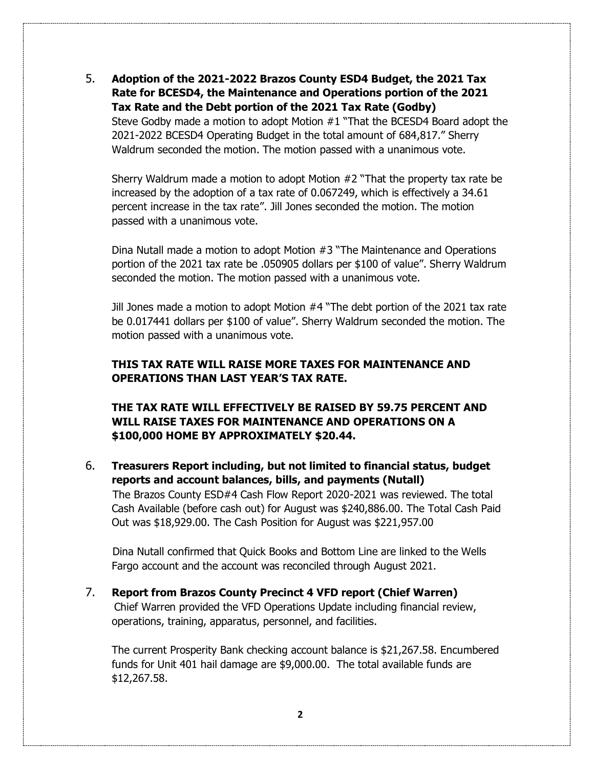5. **Adoption of the 2021-2022 Brazos County ESD4 Budget, the 2021 Tax Rate for BCESD4, the Maintenance and Operations portion of the 2021 Tax Rate and the Debt portion of the 2021 Tax Rate (Godby)**

   Steve Godby made a motion to adopt Motion #1 "That the BCESD4 Board adopt the 2021-2022 BCESD4 Operating Budget in the total amount of 684,817." Sherry Waldrum seconded the motion. The motion passed with a unanimous vote.

   Sherry Waldrum made a motion to adopt Motion #2 "That the property tax rate be increased by the adoption of a tax rate of 0.067249, which is effectively a 34.61 percent increase in the tax rate". Jill Jones seconded the motion. The motion passed with a unanimous vote.

   Dina Nutall made a motion to adopt Motion #3 "The Maintenance and Operations portion of the 2021 tax rate be .050905 dollars per $100 of value". Sherry Waldrum seconded the motion. The motion passed with a unanimous vote.

   Jill Jones made a motion to adopt Motion #4 "The debt portion of the 2021 tax rate be 0.017441 dollars per $100 of value". Sherry Waldrum seconded the motion. The motion passed with a unanimous vote.

   **THIS TAX RATE WILL RAISE MORE TAXES FOR MAINTENANCE AND OPERATIONS THAN LAST YEAR'S TAX RATE.**

   **THE TAX RATE WILL EFFECTIVELY BE RAISED BY 59.75 PERCENT AND WILL RAISE TAXES FOR MAINTENANCE AND OPERATIONS ON A $100,000 HOME BY APPROXIMATELY $20.44.**

6. **Treasurers Report including, but not limited to financial status, budget reports and account balances, bills, and payments (Nutall)**

   The Brazos County ESD#4 Cash Flow Report 2020-2021 was reviewed. The total Cash Available (before cash out) for August was $240,886.00. The Total Cash Paid Out was $18,929.00. The Cash Position for August was $221,957.00

   Dina Nutall confirmed that Quick Books and Bottom Line are linked to the Wells Fargo account and the account was reconciled through August 2021.

7. **Report from Brazos County Precinct 4 VFD report (Chief Warren)**

   Chief Warren provided the VFD Operations Update including financial review, operations, training, apparatus, personnel, and facilities.

   The current Prosperity Bank checking account balance is $21,267.58. Encumbered funds for Unit 401 hail damage are $9,000.00. The total available funds are $12,267.58.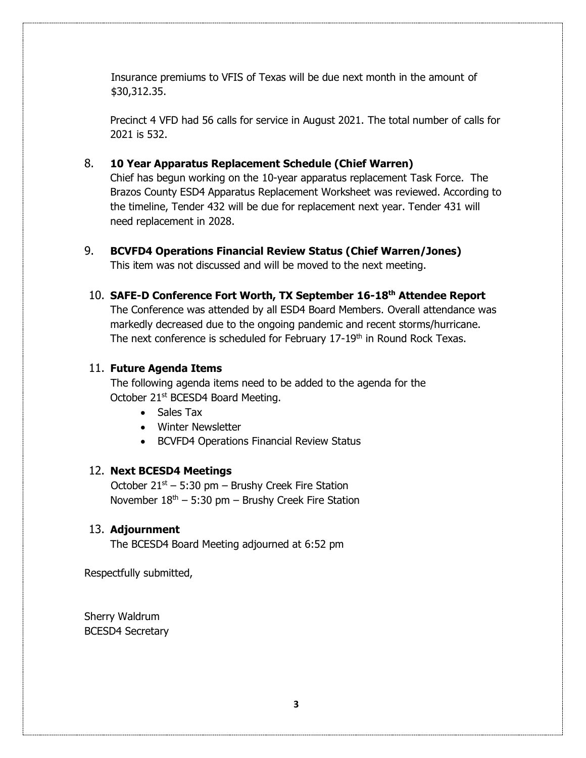Insurance premiums to VFIS of Texas will be due next month in the amount of $30,312.35.

Precinct 4 VFD had 56 calls for service in August 2021. The total number of calls for 2021 is 532.

8. **10 Year Apparatus Replacement Schedule (Chief Warren)**
   Chief has begun working on the 10-year apparatus replacement Task Force. The Brazos County ESD4 Apparatus Replacement Worksheet was reviewed. According to the timeline, Tender 432 will be due for replacement next year. Tender 431 will need replacement in 2028.

9. **BCVFD4 Operations Financial Review Status (Chief Warren/Jones)**
   This item was not discussed and will be moved to the next meeting.

10. **SAFE-D Conference Fort Worth, TX September 16-18th Attendee Report**
    The Conference was attended by all ESD4 Board Members. Overall attendance was markedly decreased due to the ongoing pandemic and recent storms/hurricane. The next conference is scheduled for February 17-19th in Round Rock Texas.

11. **Future Agenda Items**
    The following agenda items need to be added to the agenda for the October 21st BCESD4 Board Meeting.
    - Sales Tax
    - Winter Newsletter
    - BCVFD4 Operations Financial Review Status

12. **Next BCESD4 Meetings**
    October 21st – 5:30 pm – Brushy Creek Fire Station
    November 18th – 5:30 pm – Brushy Creek Fire Station

13. **Adjournment**
    The BCESD4 Board Meeting adjourned at 6:52 pm

Respectfully submitted,

Sherry Waldrum
BCESD4 Secretary